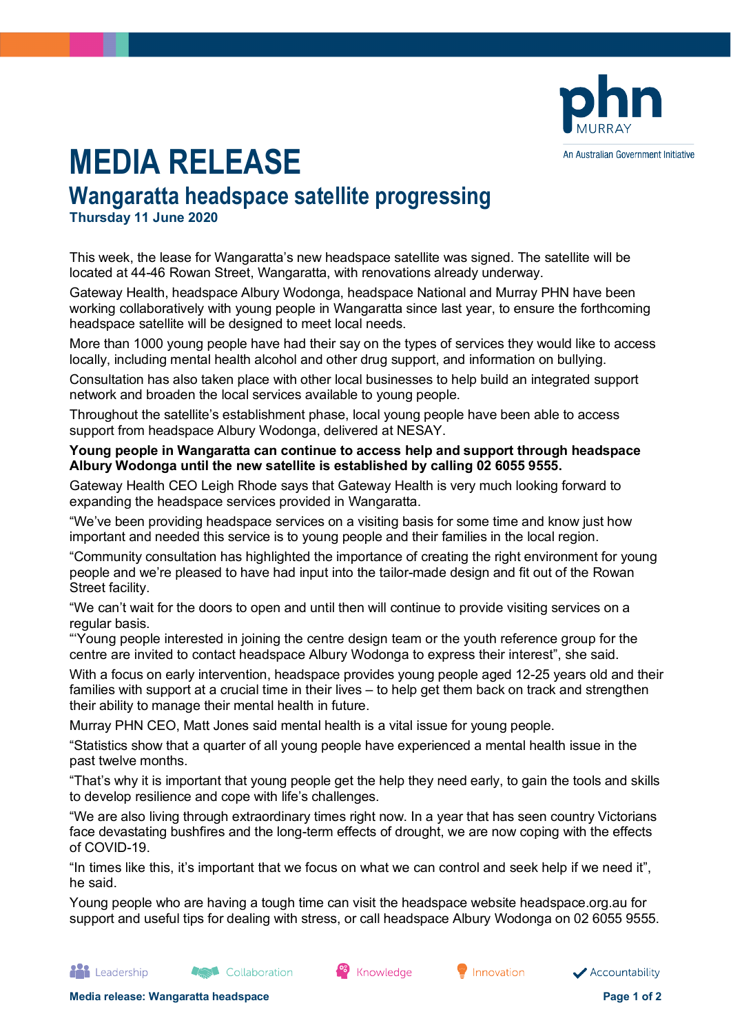# MEDIA RELEASE

## Wangaratta headspace satellite progressing

**Thursday 11 June 2020**

This week, the lease for Wangaratta's new headspace satellite was signed. The satellite will be located at 44-46 Rowan Street, Wangaratta, with renovations already underway.

Gateway Health, headspace Albury Wodonga, headspace National and Murray PHN have been working collaboratively with young people in Wangaratta since last year, to ensure the forthcoming headspace satellite will be designed to meet local needs.

More than 1000 young people have had their say on the types of services they would like to access locally, including mental health alcohol and other drug support, and information on bullying.

Consultation has also taken place with other local businesses to help build an integrated support network and broaden the local services available to young people.

Throughout the satellite's establishment phase, local young people have been able to access support from headspace Albury Wodonga, delivered at NESAY.

**Young people in Wangaratta can continue to access help and support through headspace Albury Wodonga until the new satellite is established by calling 02 6055 9555.**

Gateway Health CEO Leigh Rhode says that Gateway Health is very much looking forward to expanding the headspace services provided in Wangaratta.

"We've been providing headspace services on a visiting basis for some time and know just how important and needed this service is to young people and their families in the local region.

"Community consultation has highlighted the importance of creating the right environment for young people and we're pleased to have had input into the tailor-made design and fit out of the Rowan Street facility.

"We can't wait for the doors to open and until then will continue to provide visiting services on a regular basis.

"'Young people interested in joining the centre design team or the youth reference group for the centre are invited to contact headspace Albury Wodonga to express their interest", she said.

With a focus on early intervention, headspace provides young people aged 12-25 years old and their families with support at a crucial time in their lives – to help get them back on track and strengthen their ability to manage their mental health in future.

Murray PHN CEO, Matt Jones said mental health is a vital issue for young people.

"Statistics show that a quarter of all young people have experienced a mental health issue in the past twelve months.

"That's why it is important that young people get the help they need early, to gain the tools and skills to develop resilience and cope with life's challenges.

"We are also living through extraordinary times right now. In a year that has seen country Victorians face devastating bushfires and the long-term effects of drought, we are now coping with the effects of COVID-19.

"In times like this, it's important that we focus on what we can control and seek help if we need it", he said.

Young people who are having a tough time can visit the headspace website headspace.org.au for support and useful tips for dealing with stress, or call headspace Albury Wodonga on 02 6055 9555.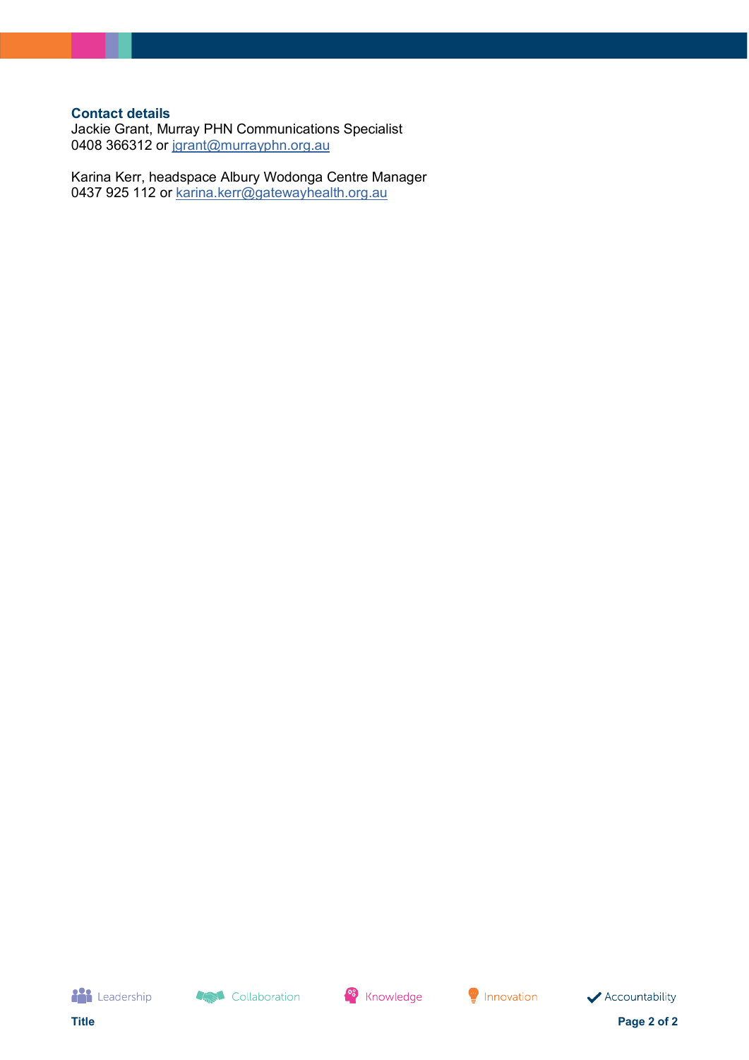### Contact details

Jackie Grant, Murray PHN Communications Specialist
0408 366312 or jgrant@murrayphn.org.au

Karina Kerr, headspace Albury Wodonga Centre Manager
0437 925 112 or karina.kerr@gatewayhealth.org.au